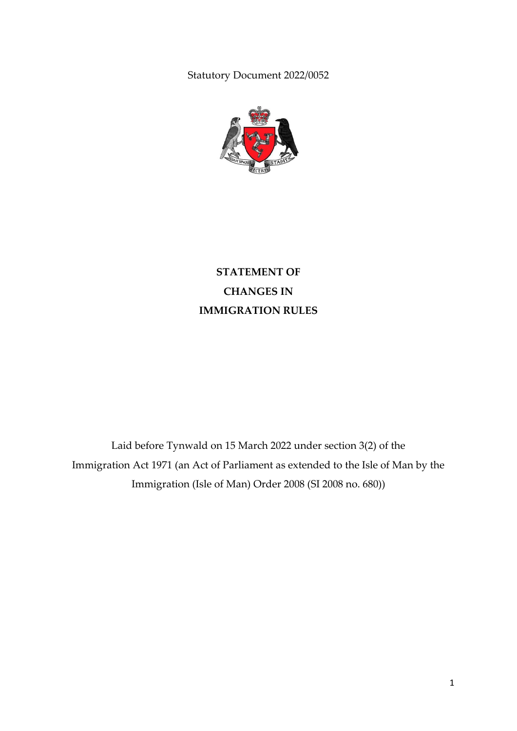Statutory Document 2022/0052

# STATEMENT OF CHANGES IN IMMIGRATION RULES

Laid before Tynwald on 15 March 2022 under section 3(2) of the Immigration Act 1971 (an Act of Parliament as extended to the Isle of Man by the Immigration (Isle of Man) Order 2008 (SI 2008 no. 680))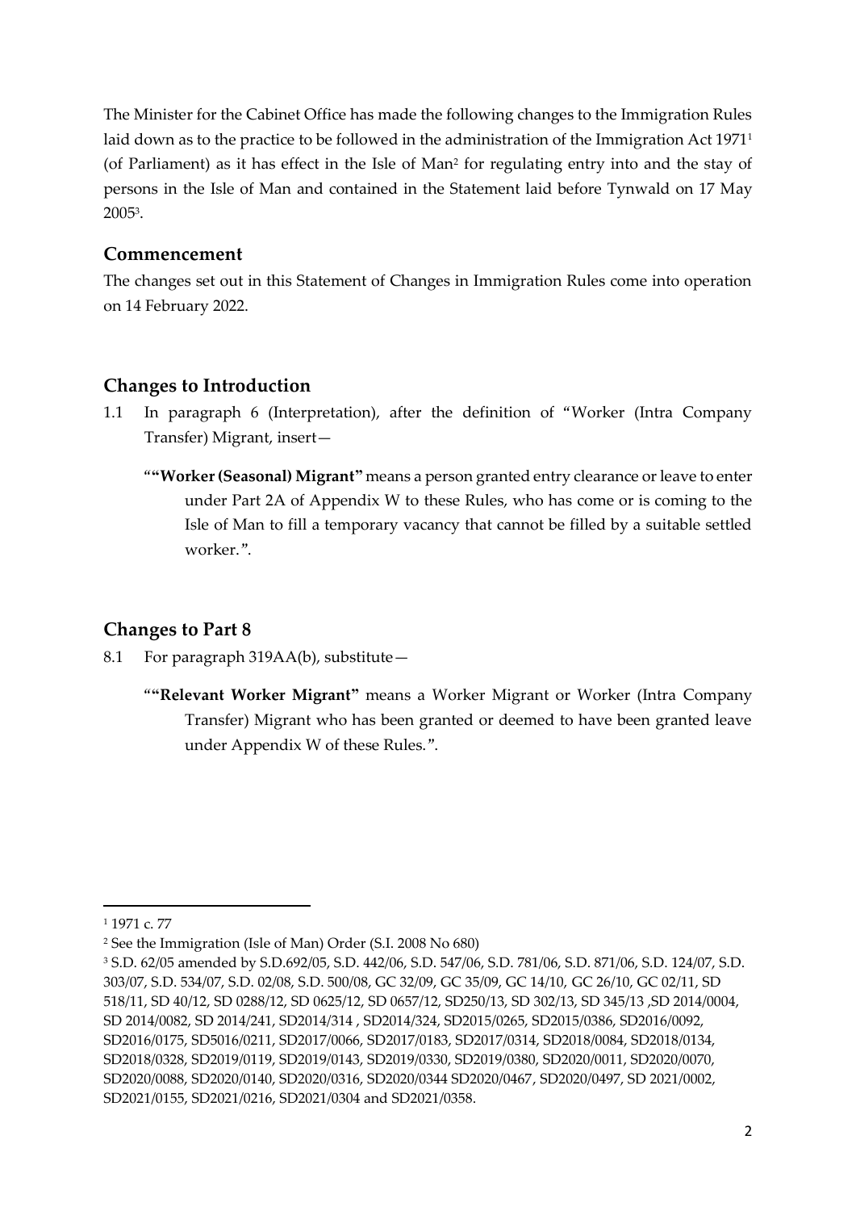The Minister for the Cabinet Office has made the following changes to the Immigration Rules laid down as to the practice to be followed in the administration of the Immigration Act 1971[1] (of Parliament) as it has effect in the Isle of Man[2] for regulating entry into and the stay of persons in the Isle of Man and contained in the Statement laid before Tynwald on 17 May 2005[3].

## Commencement

The changes set out in this Statement of Changes in Immigration Rules come into operation on 14 February 2022.

## Changes to Introduction

1.1 In paragraph 6 (Interpretation), after the definition of "Worker (Intra Company Transfer) Migrant, insert—

> "**"Worker (Seasonal) Migrant"** means a person granted entry clearance or leave to enter under Part 2A of Appendix W to these Rules, who has come or is coming to the Isle of Man to fill a temporary vacancy that cannot be filled by a suitable settled worker.".

## Changes to Part 8

8.1 For paragraph 319AA(b), substitute—

> "**"Relevant Worker Migrant"** means a Worker Migrant or Worker (Intra Company Transfer) Migrant who has been granted or deemed to have been granted leave under Appendix W of these Rules.".

---

[1] 1971 c. 77

[2] See the Immigration (Isle of Man) Order (S.I. 2008 No 680)

[3] S.D. 62/05 amended by S.D.692/05, S.D. 442/06, S.D. 547/06, S.D. 781/06, S.D. 871/06, S.D. 124/07, S.D. 303/07, S.D. 534/07, S.D. 02/08, S.D. 500/08, GC 32/09, GC 35/09, GC 14/10, GC 26/10, GC 02/11, SD 518/11, SD 40/12, SD 0288/12, SD 0625/12, SD 0657/12, SD250/13, SD 302/13, SD 345/13 ,SD 2014/0004, SD 2014/0082, SD 2014/241, SD2014/314 , SD2014/324, SD2015/0265, SD2015/0386, SD2016/0092, SD2016/0175, SD5016/0211, SD2017/0066, SD2017/0183, SD2017/0314, SD2018/0084, SD2018/0134, SD2018/0328, SD2019/0119, SD2019/0143, SD2019/0330, SD2019/0380, SD2020/0011, SD2020/0070, SD2020/0088, SD2020/0140, SD2020/0316, SD2020/0344 SD2020/0467, SD2020/0497, SD 2021/0002, SD2021/0155, SD2021/0216, SD2021/0304 and SD2021/0358.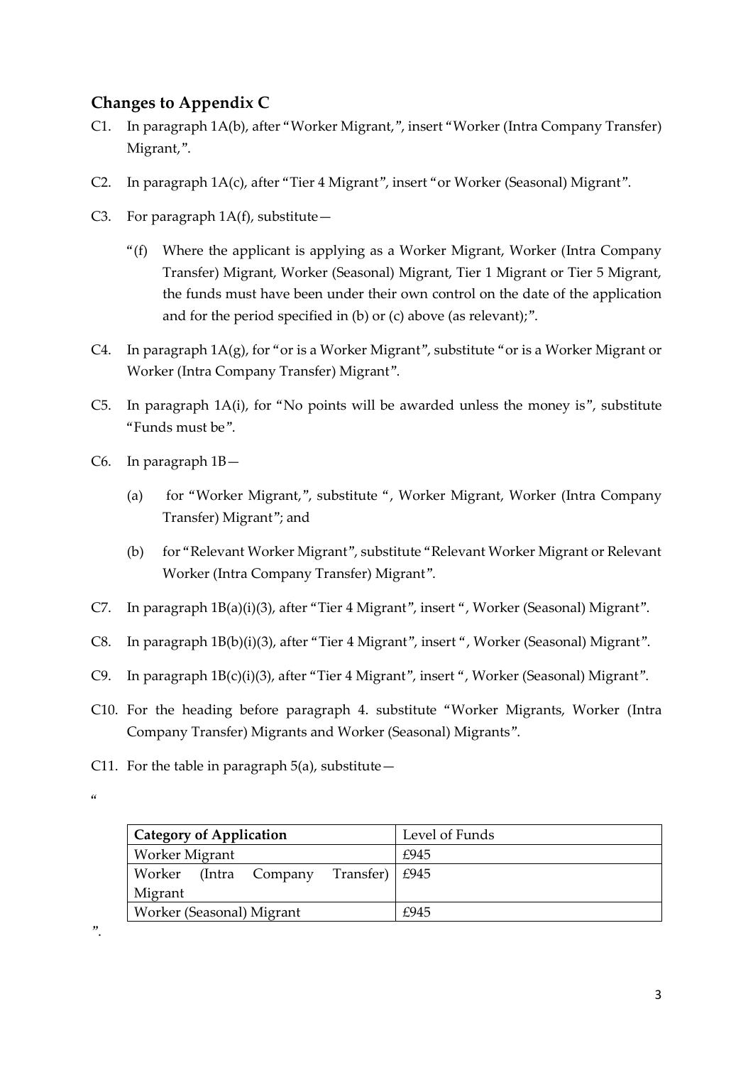## Changes to Appendix C

C1. In paragraph 1A(b), after "Worker Migrant,", insert "Worker (Intra Company Transfer) Migrant,".

C2. In paragraph 1A(c), after "Tier 4 Migrant", insert "or Worker (Seasonal) Migrant".

C3. For paragraph 1A(f), substitute—

> "(f) Where the applicant is applying as a Worker Migrant, Worker (Intra Company Transfer) Migrant, Worker (Seasonal) Migrant, Tier 1 Migrant or Tier 5 Migrant, the funds must have been under their own control on the date of the application and for the period specified in (b) or (c) above (as relevant);".

C4. In paragraph 1A(g), for "or is a Worker Migrant", substitute "or is a Worker Migrant or Worker (Intra Company Transfer) Migrant".

C5. In paragraph 1A(i), for "No points will be awarded unless the money is", substitute "Funds must be".

C6. In paragraph 1B—

> (a) for "Worker Migrant,", substitute ", Worker Migrant, Worker (Intra Company Transfer) Migrant"; and
>
> (b) for "Relevant Worker Migrant", substitute "Relevant Worker Migrant or Relevant Worker (Intra Company Transfer) Migrant".

C7. In paragraph 1B(a)(i)(3), after "Tier 4 Migrant", insert ", Worker (Seasonal) Migrant".

C8. In paragraph 1B(b)(i)(3), after "Tier 4 Migrant", insert ", Worker (Seasonal) Migrant".

C9. In paragraph 1B(c)(i)(3), after "Tier 4 Migrant", insert ", Worker (Seasonal) Migrant".

C10. For the heading before paragraph 4. substitute "Worker Migrants, Worker (Intra Company Transfer) Migrants and Worker (Seasonal) Migrants".

C11. For the table in paragraph 5(a), substitute—

"

| **Category of Application** | Level of Funds |
|---|---|
| Worker Migrant | £945 |
| Worker (Intra Company Transfer) Migrant | £945 |
| Worker (Seasonal) Migrant | £945 |

".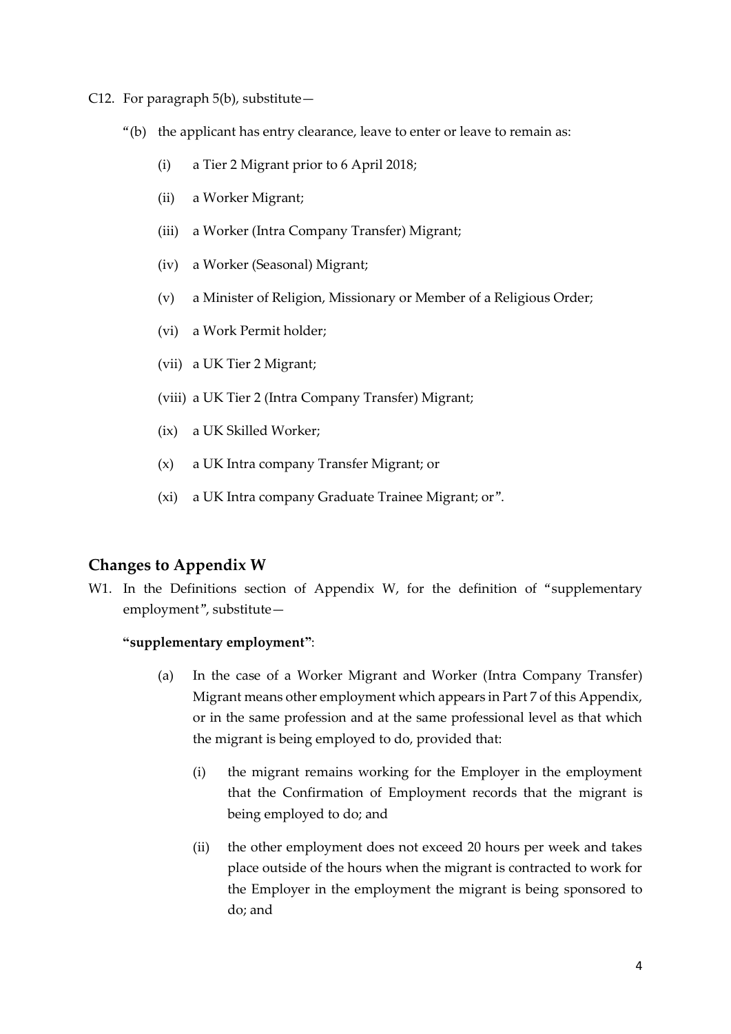C12. For paragraph 5(b), substitute—

"(b) the applicant has entry clearance, leave to enter or leave to remain as:

(i) a Tier 2 Migrant prior to 6 April 2018;

(ii) a Worker Migrant;

(iii) a Worker (Intra Company Transfer) Migrant;

(iv) a Worker (Seasonal) Migrant;

(v) a Minister of Religion, Missionary or Member of a Religious Order;

(vi) a Work Permit holder;

(vii) a UK Tier 2 Migrant;

(viii) a UK Tier 2 (Intra Company Transfer) Migrant;

(ix) a UK Skilled Worker;

(x) a UK Intra company Transfer Migrant; or

(xi) a UK Intra company Graduate Trainee Migrant; or".

## Changes to Appendix W

W1. In the Definitions section of Appendix W, for the definition of "supplementary employment", substitute—

**"supplementary employment"**:

(a) In the case of a Worker Migrant and Worker (Intra Company Transfer) Migrant means other employment which appears in Part 7 of this Appendix, or in the same profession and at the same professional level as that which the migrant is being employed to do, provided that:

(i) the migrant remains working for the Employer in the employment that the Confirmation of Employment records that the migrant is being employed to do; and

(ii) the other employment does not exceed 20 hours per week and takes place outside of the hours when the migrant is contracted to work for the Employer in the employment the migrant is being sponsored to do; and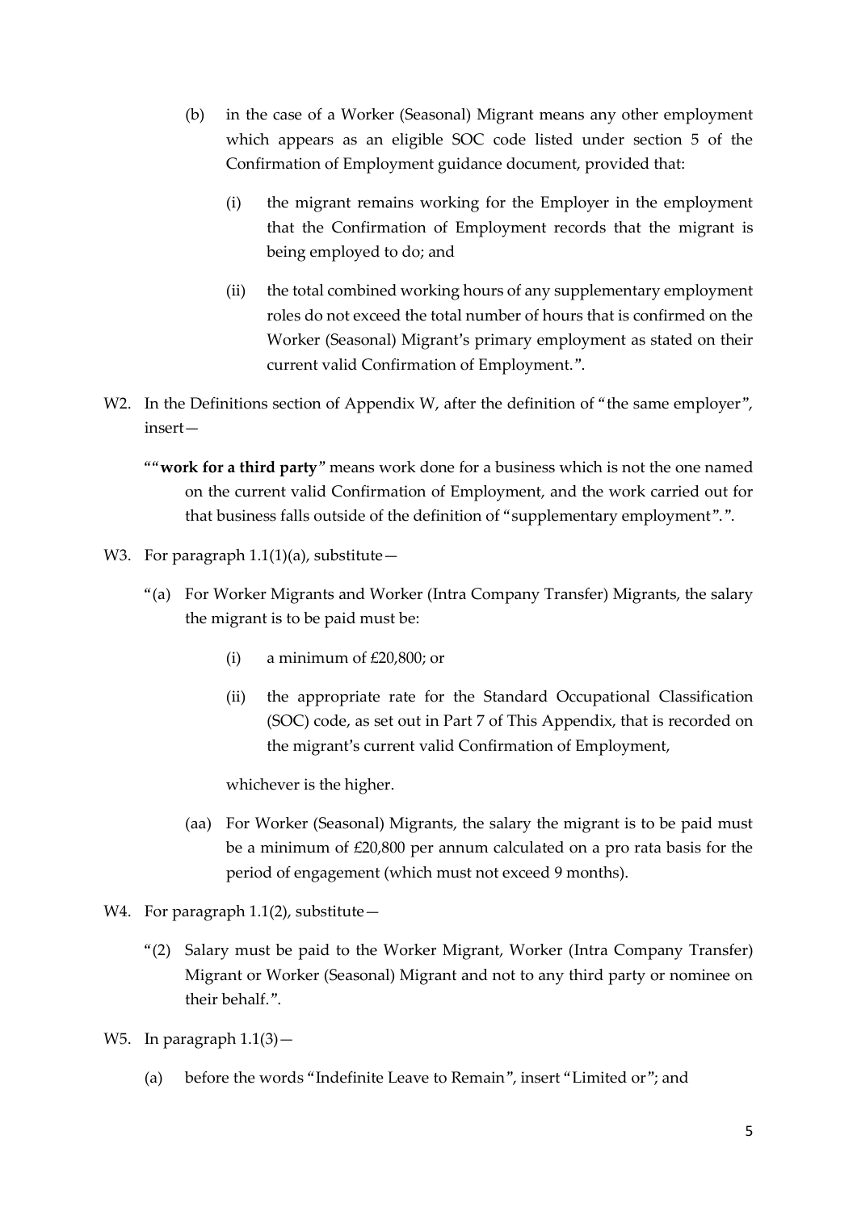(b) in the case of a Worker (Seasonal) Migrant means any other employment which appears as an eligible SOC code listed under section 5 of the Confirmation of Employment guidance document, provided that:

  (i) the migrant remains working for the Employer in the employment that the Confirmation of Employment records that the migrant is being employed to do; and

  (ii) the total combined working hours of any supplementary employment roles do not exceed the total number of hours that is confirmed on the Worker (Seasonal) Migrant's primary employment as stated on their current valid Confirmation of Employment.".

W2. In the Definitions section of Appendix W, after the definition of "the same employer", insert—

""**work for a third party**" means work done for a business which is not the one named on the current valid Confirmation of Employment, and the work carried out for that business falls outside of the definition of "supplementary employment".".

W3. For paragraph 1.1(1)(a), substitute—

"(a) For Worker Migrants and Worker (Intra Company Transfer) Migrants, the salary the migrant is to be paid must be:

  (i) a minimum of £20,800; or

  (ii) the appropriate rate for the Standard Occupational Classification (SOC) code, as set out in Part 7 of This Appendix, that is recorded on the migrant's current valid Confirmation of Employment,

  whichever is the higher.

(aa) For Worker (Seasonal) Migrants, the salary the migrant is to be paid must be a minimum of £20,800 per annum calculated on a pro rata basis for the period of engagement (which must not exceed 9 months).

W4. For paragraph 1.1(2), substitute—

"(2) Salary must be paid to the Worker Migrant, Worker (Intra Company Transfer) Migrant or Worker (Seasonal) Migrant and not to any third party or nominee on their behalf.".

W5. In paragraph 1.1(3)—

(a) before the words "Indefinite Leave to Remain", insert "Limited or"; and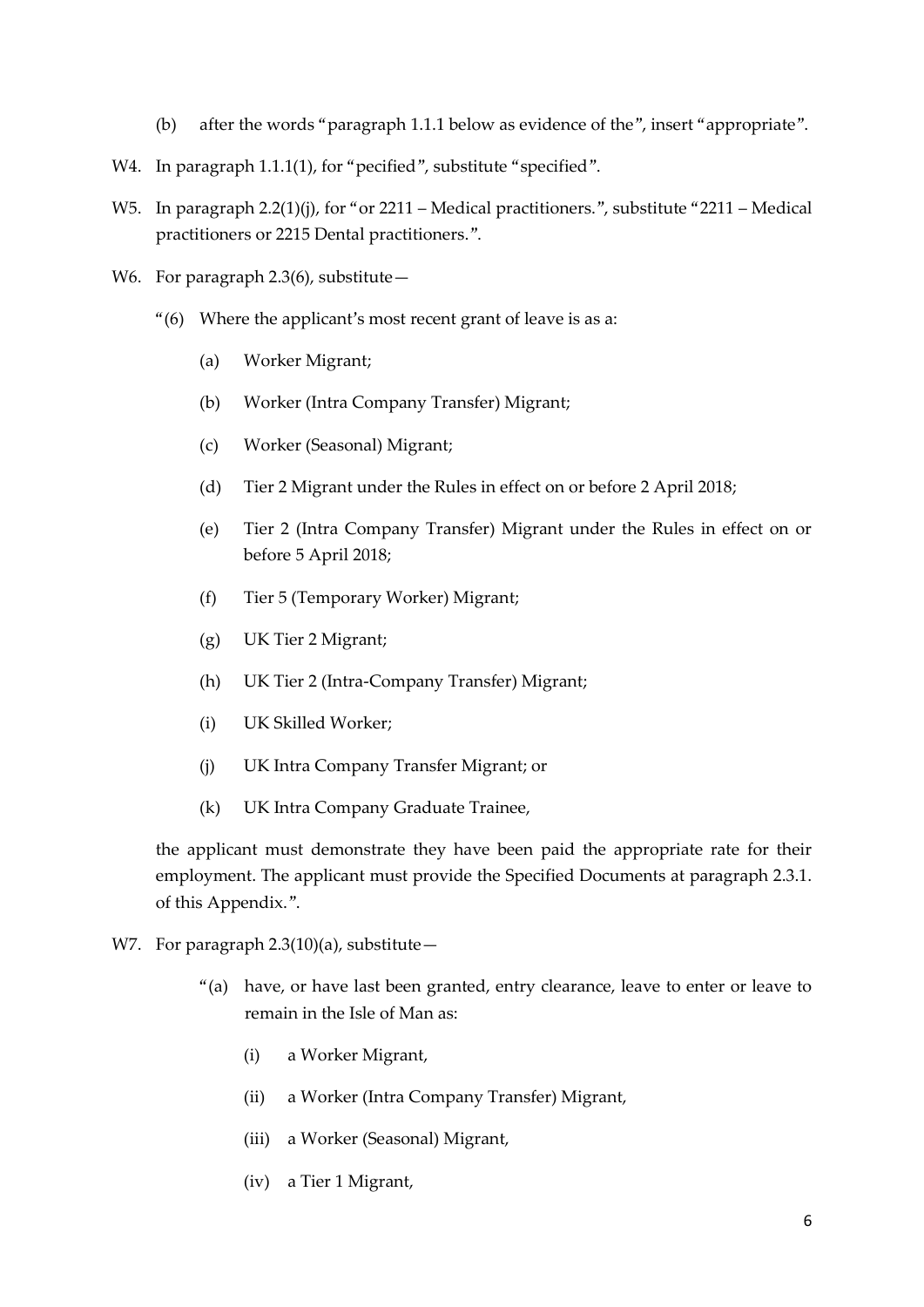(b) after the words "paragraph 1.1.1 below as evidence of the", insert "appropriate".

W4. In paragraph 1.1.1(1), for "pecified", substitute "specified".

W5. In paragraph 2.2(1)(j), for "or 2211 – Medical practitioners.", substitute "2211 – Medical practitioners or 2215 Dental practitioners.".

W6. For paragraph 2.3(6), substitute—

"(6) Where the applicant's most recent grant of leave is as a:

(a) Worker Migrant;

(b) Worker (Intra Company Transfer) Migrant;

(c) Worker (Seasonal) Migrant;

(d) Tier 2 Migrant under the Rules in effect on or before 2 April 2018;

(e) Tier 2 (Intra Company Transfer) Migrant under the Rules in effect on or before 5 April 2018;

(f) Tier 5 (Temporary Worker) Migrant;

(g) UK Tier 2 Migrant;

(h) UK Tier 2 (Intra-Company Transfer) Migrant;

(i) UK Skilled Worker;

(j) UK Intra Company Transfer Migrant; or

(k) UK Intra Company Graduate Trainee,

the applicant must demonstrate they have been paid the appropriate rate for their employment. The applicant must provide the Specified Documents at paragraph 2.3.1. of this Appendix.".

W7. For paragraph 2.3(10)(a), substitute—

"(a) have, or have last been granted, entry clearance, leave to enter or leave to remain in the Isle of Man as:

(i) a Worker Migrant,

(ii) a Worker (Intra Company Transfer) Migrant,

(iii) a Worker (Seasonal) Migrant,

(iv) a Tier 1 Migrant,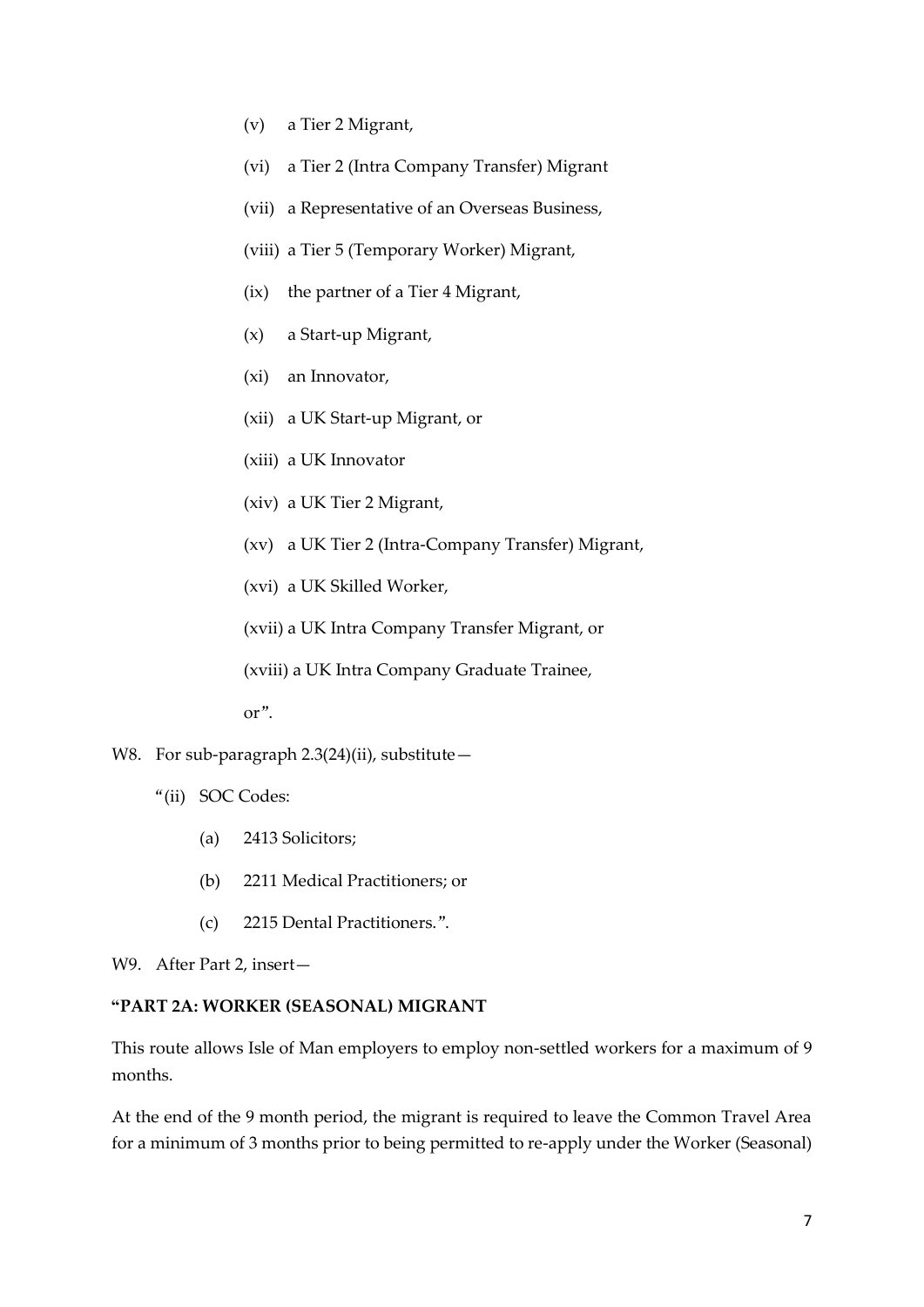(v) a Tier 2 Migrant,

(vi) a Tier 2 (Intra Company Transfer) Migrant

(vii) a Representative of an Overseas Business,

(viii) a Tier 5 (Temporary Worker) Migrant,

(ix) the partner of a Tier 4 Migrant,

(x) a Start-up Migrant,

(xi) an Innovator,

(xii) a UK Start-up Migrant, or

(xiii) a UK Innovator

(xiv) a UK Tier 2 Migrant,

(xv) a UK Tier 2 (Intra-Company Transfer) Migrant,

(xvi) a UK Skilled Worker,

(xvii) a UK Intra Company Transfer Migrant, or

(xviii) a UK Intra Company Graduate Trainee,

or".

W8. For sub-paragraph 2.3(24)(ii), substitute—

"(ii) SOC Codes:

(a) 2413 Solicitors;

(b) 2211 Medical Practitioners; or

(c) 2215 Dental Practitioners.".

W9. After Part 2, insert—

**"PART 2A: WORKER (SEASONAL) MIGRANT**

This route allows Isle of Man employers to employ non-settled workers for a maximum of 9 months.

At the end of the 9 month period, the migrant is required to leave the Common Travel Area for a minimum of 3 months prior to being permitted to re-apply under the Worker (Seasonal)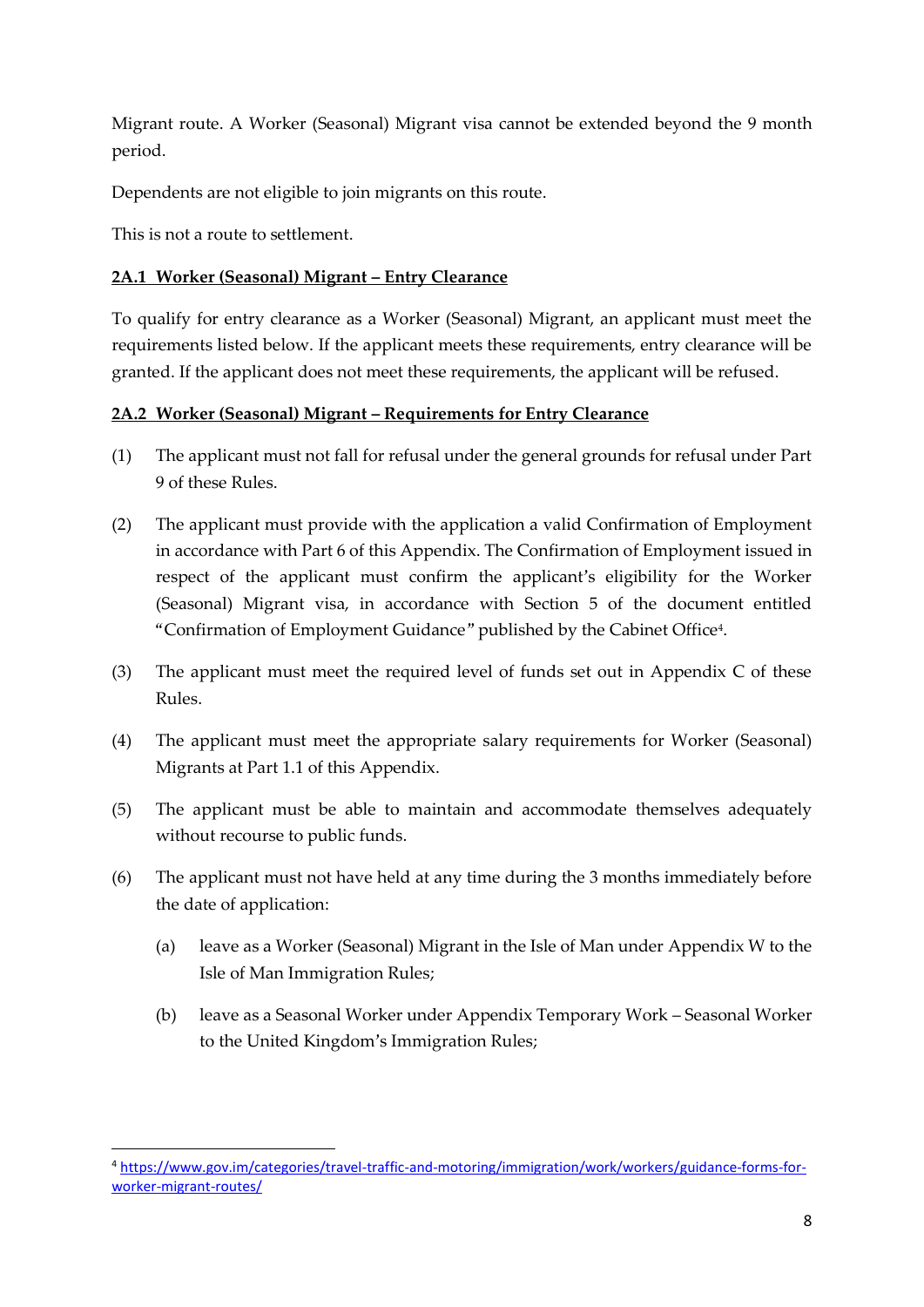Migrant route. A Worker (Seasonal) Migrant visa cannot be extended beyond the 9 month period.

Dependents are not eligible to join migrants on this route.

This is not a route to settlement.

### 2A.1 Worker (Seasonal) Migrant – Entry Clearance

To qualify for entry clearance as a Worker (Seasonal) Migrant, an applicant must meet the requirements listed below. If the applicant meets these requirements, entry clearance will be granted. If the applicant does not meet these requirements, the applicant will be refused.

### 2A.2 Worker (Seasonal) Migrant – Requirements for Entry Clearance

(1) The applicant must not fall for refusal under the general grounds for refusal under Part 9 of these Rules.

(2) The applicant must provide with the application a valid Confirmation of Employment in accordance with Part 6 of this Appendix. The Confirmation of Employment issued in respect of the applicant must confirm the applicant's eligibility for the Worker (Seasonal) Migrant visa, in accordance with Section 5 of the document entitled "Confirmation of Employment Guidance" published by the Cabinet Office[4].

(3) The applicant must meet the required level of funds set out in Appendix C of these Rules.

(4) The applicant must meet the appropriate salary requirements for Worker (Seasonal) Migrants at Part 1.1 of this Appendix.

(5) The applicant must be able to maintain and accommodate themselves adequately without recourse to public funds.

(6) The applicant must not have held at any time during the 3 months immediately before the date of application:

  (a) leave as a Worker (Seasonal) Migrant in the Isle of Man under Appendix W to the Isle of Man Immigration Rules;

  (b) leave as a Seasonal Worker under Appendix Temporary Work – Seasonal Worker to the United Kingdom's Immigration Rules;

---

[4] https://www.gov.im/categories/travel-traffic-and-motoring/immigration/work/workers/guidance-forms-for-worker-migrant-routes/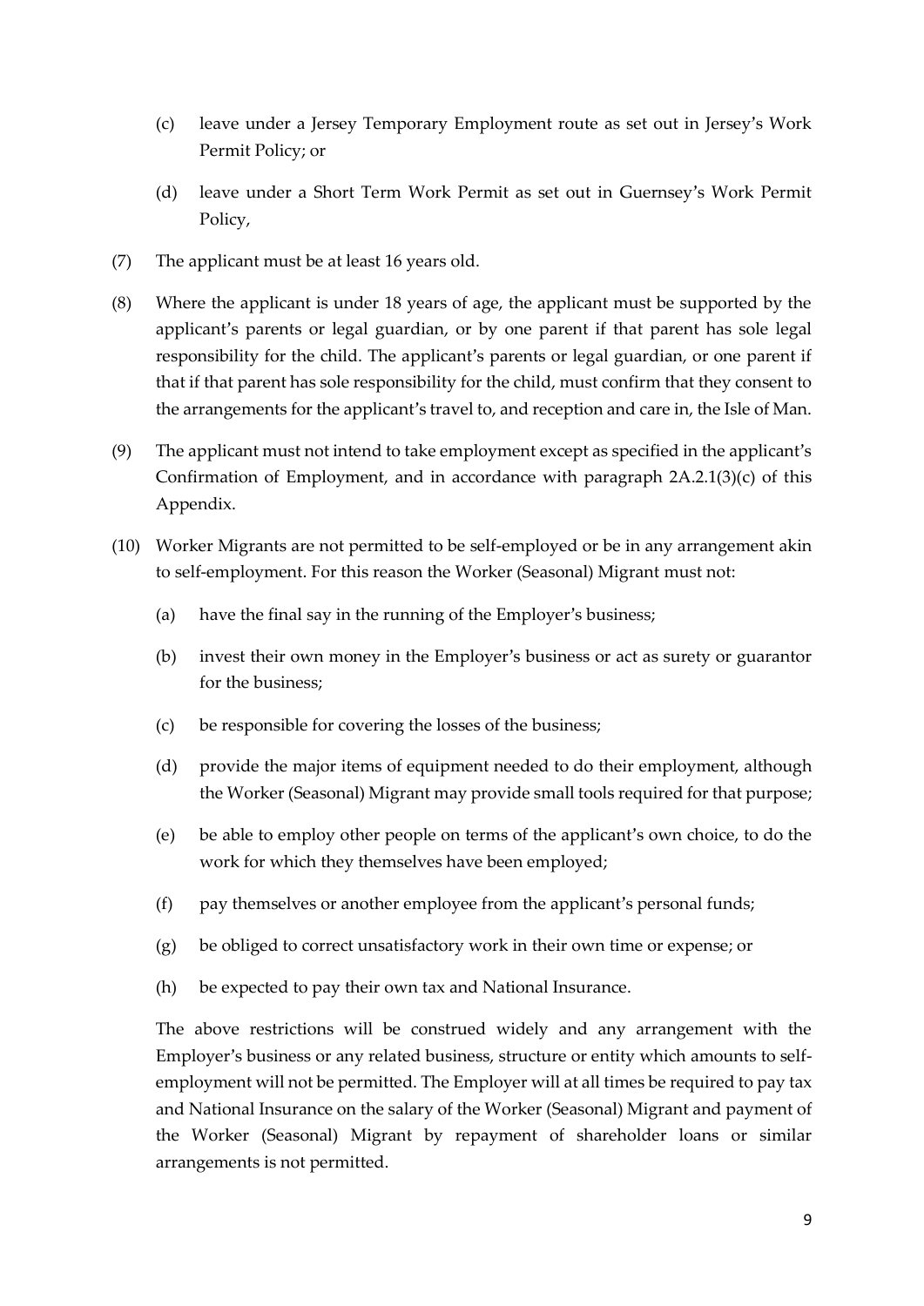(c) leave under a Jersey Temporary Employment route as set out in Jersey's Work Permit Policy; or

(d) leave under a Short Term Work Permit as set out in Guernsey's Work Permit Policy,

(7) The applicant must be at least 16 years old.

(8) Where the applicant is under 18 years of age, the applicant must be supported by the applicant's parents or legal guardian, or by one parent if that parent has sole legal responsibility for the child. The applicant's parents or legal guardian, or one parent if that if that parent has sole responsibility for the child, must confirm that they consent to the arrangements for the applicant's travel to, and reception and care in, the Isle of Man.

(9) The applicant must not intend to take employment except as specified in the applicant's Confirmation of Employment, and in accordance with paragraph 2A.2.1(3)(c) of this Appendix.

(10) Worker Migrants are not permitted to be self-employed or be in any arrangement akin to self-employment. For this reason the Worker (Seasonal) Migrant must not:

(a) have the final say in the running of the Employer's business;

(b) invest their own money in the Employer's business or act as surety or guarantor for the business;

(c) be responsible for covering the losses of the business;

(d) provide the major items of equipment needed to do their employment, although the Worker (Seasonal) Migrant may provide small tools required for that purpose;

(e) be able to employ other people on terms of the applicant's own choice, to do the work for which they themselves have been employed;

(f) pay themselves or another employee from the applicant's personal funds;

(g) be obliged to correct unsatisfactory work in their own time or expense; or

(h) be expected to pay their own tax and National Insurance.

The above restrictions will be construed widely and any arrangement with the Employer's business or any related business, structure or entity which amounts to self-employment will not be permitted. The Employer will at all times be required to pay tax and National Insurance on the salary of the Worker (Seasonal) Migrant and payment of the Worker (Seasonal) Migrant by repayment of shareholder loans or similar arrangements is not permitted.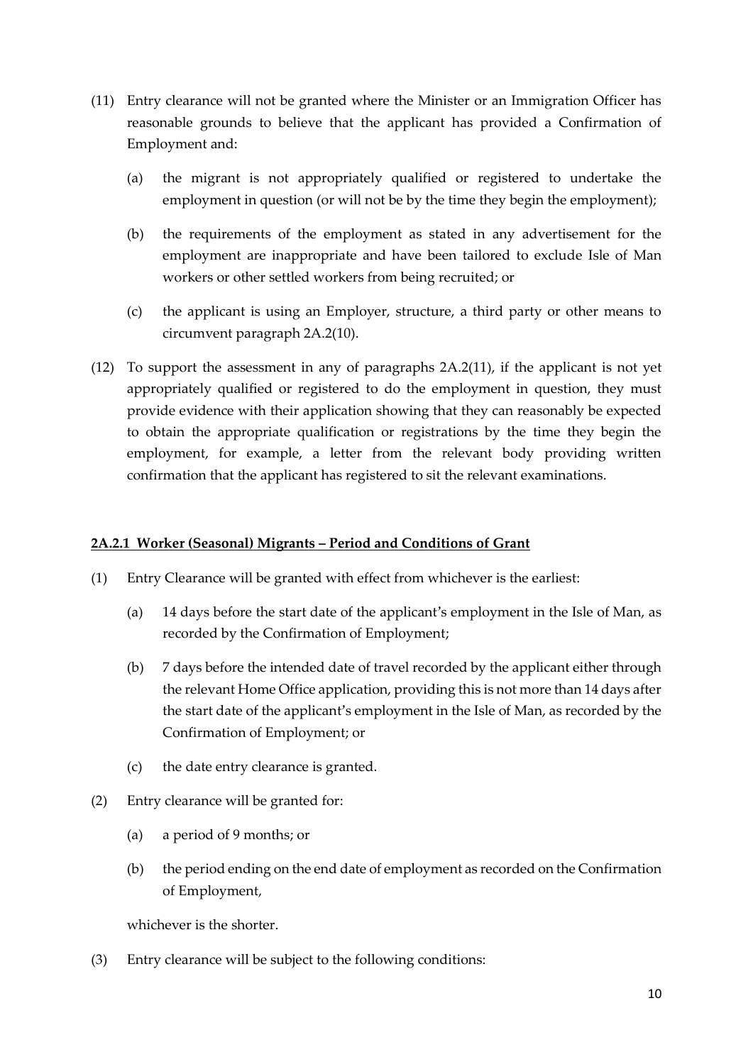(11) Entry clearance will not be granted where the Minister or an Immigration Officer has reasonable grounds to believe that the applicant has provided a Confirmation of Employment and:

  (a) the migrant is not appropriately qualified or registered to undertake the employment in question (or will not be by the time they begin the employment);

  (b) the requirements of the employment as stated in any advertisement for the employment are inappropriate and have been tailored to exclude Isle of Man workers or other settled workers from being recruited; or

  (c) the applicant is using an Employer, structure, a third party or other means to circumvent paragraph 2A.2(10).

(12) To support the assessment in any of paragraphs 2A.2(11), if the applicant is not yet appropriately qualified or registered to do the employment in question, they must provide evidence with their application showing that they can reasonably be expected to obtain the appropriate qualification or registrations by the time they begin the employment, for example, a letter from the relevant body providing written confirmation that the applicant has registered to sit the relevant examinations.

### <u>2A.2.1 Worker (Seasonal) Migrants – Period and Conditions of Grant</u>

(1) Entry Clearance will be granted with effect from whichever is the earliest:

  (a) 14 days before the start date of the applicant's employment in the Isle of Man, as recorded by the Confirmation of Employment;

  (b) 7 days before the intended date of travel recorded by the applicant either through the relevant Home Office application, providing this is not more than 14 days after the start date of the applicant's employment in the Isle of Man, as recorded by the Confirmation of Employment; or

  (c) the date entry clearance is granted.

(2) Entry clearance will be granted for:

  (a) a period of 9 months; or

  (b) the period ending on the end date of employment as recorded on the Confirmation of Employment,

  whichever is the shorter.

(3) Entry clearance will be subject to the following conditions: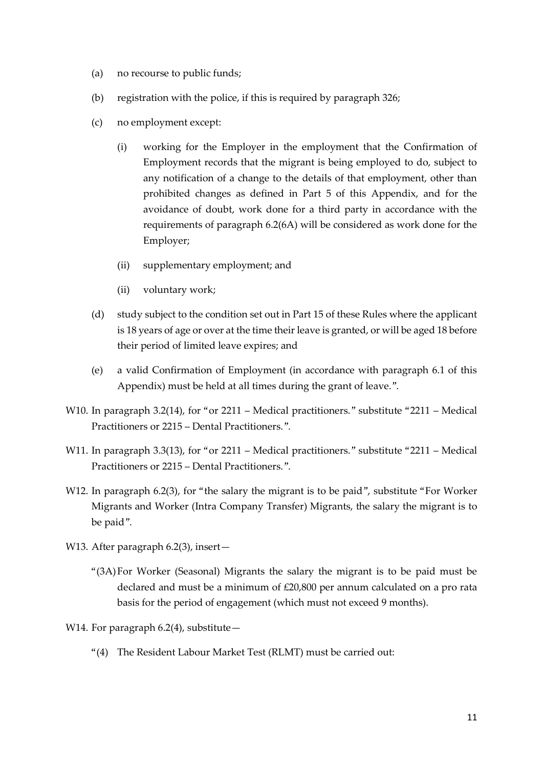(a) no recourse to public funds;

(b) registration with the police, if this is required by paragraph 326;

(c) no employment except:

   (i) working for the Employer in the employment that the Confirmation of Employment records that the migrant is being employed to do, subject to any notification of a change to the details of that employment, other than prohibited changes as defined in Part 5 of this Appendix, and for the avoidance of doubt, work done for a third party in accordance with the requirements of paragraph 6.2(6A) will be considered as work done for the Employer;

   (ii) supplementary employment; and

   (ii) voluntary work;

(d) study subject to the condition set out in Part 15 of these Rules where the applicant is 18 years of age or over at the time their leave is granted, or will be aged 18 before their period of limited leave expires; and

(e) a valid Confirmation of Employment (in accordance with paragraph 6.1 of this Appendix) must be held at all times during the grant of leave.".

W10. In paragraph 3.2(14), for "or 2211 – Medical practitioners." substitute "2211 – Medical Practitioners or 2215 – Dental Practitioners.".

W11. In paragraph 3.3(13), for "or 2211 – Medical practitioners." substitute "2211 – Medical Practitioners or 2215 – Dental Practitioners.".

W12. In paragraph 6.2(3), for "the salary the migrant is to be paid", substitute "For Worker Migrants and Worker (Intra Company Transfer) Migrants, the salary the migrant is to be paid".

W13. After paragraph 6.2(3), insert—

"(3A) For Worker (Seasonal) Migrants the salary the migrant is to be paid must be declared and must be a minimum of £20,800 per annum calculated on a pro rata basis for the period of engagement (which must not exceed 9 months).

W14. For paragraph 6.2(4), substitute—

"(4) The Resident Labour Market Test (RLMT) must be carried out: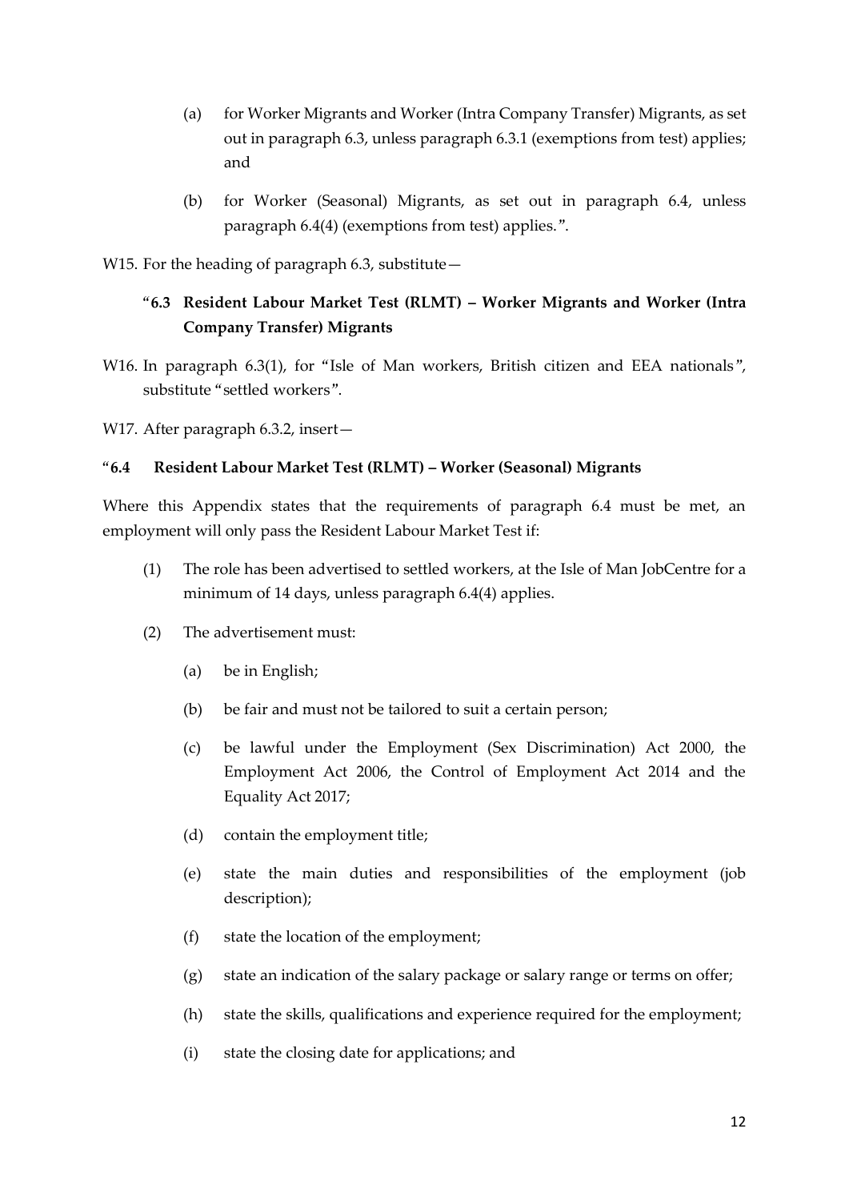(a) for Worker Migrants and Worker (Intra Company Transfer) Migrants, as set out in paragraph 6.3, unless paragraph 6.3.1 (exemptions from test) applies; and

(b) for Worker (Seasonal) Migrants, as set out in paragraph 6.4, unless paragraph 6.4(4) (exemptions from test) applies.".

W15. For the heading of paragraph 6.3, substitute—

"**6.3 Resident Labour Market Test (RLMT) – Worker Migrants and Worker (Intra Company Transfer) Migrants**

W16. In paragraph 6.3(1), for "Isle of Man workers, British citizen and EEA nationals", substitute "settled workers".

W17. After paragraph 6.3.2, insert—

"**6.4 Resident Labour Market Test (RLMT) – Worker (Seasonal) Migrants**

Where this Appendix states that the requirements of paragraph 6.4 must be met, an employment will only pass the Resident Labour Market Test if:

(1) The role has been advertised to settled workers, at the Isle of Man JobCentre for a minimum of 14 days, unless paragraph 6.4(4) applies.

(2) The advertisement must:

(a) be in English;

(b) be fair and must not be tailored to suit a certain person;

(c) be lawful under the Employment (Sex Discrimination) Act 2000, the Employment Act 2006, the Control of Employment Act 2014 and the Equality Act 2017;

(d) contain the employment title;

(e) state the main duties and responsibilities of the employment (job description);

(f) state the location of the employment;

(g) state an indication of the salary package or salary range or terms on offer;

(h) state the skills, qualifications and experience required for the employment;

(i) state the closing date for applications; and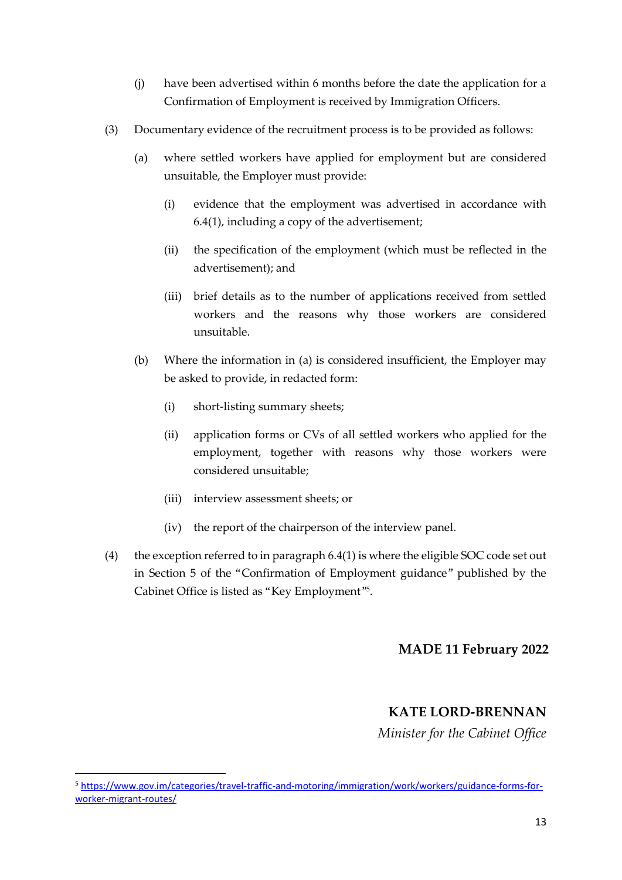(j) have been advertised within 6 months before the date the application for a Confirmation of Employment is received by Immigration Officers.

(3) Documentary evidence of the recruitment process is to be provided as follows:

(a) where settled workers have applied for employment but are considered unsuitable, the Employer must provide:

(i) evidence that the employment was advertised in accordance with 6.4(1), including a copy of the advertisement;

(ii) the specification of the employment (which must be reflected in the advertisement); and

(iii) brief details as to the number of applications received from settled workers and the reasons why those workers are considered unsuitable.

(b) Where the information in (a) is considered insufficient, the Employer may be asked to provide, in redacted form:

(i) short-listing summary sheets;

(ii) application forms or CVs of all settled workers who applied for the employment, together with reasons why those workers were considered unsuitable;

(iii) interview assessment sheets; or

(iv) the report of the chairperson of the interview panel.

(4) the exception referred to in paragraph 6.4(1) is where the eligible SOC code set out in Section 5 of the "Confirmation of Employment guidance" published by the Cabinet Office is listed as "Key Employment"[5].

**MADE 11 February 2022**

**KATE LORD-BRENNAN**
*Minister for the Cabinet Office*

[5] https://www.gov.im/categories/travel-traffic-and-motoring/immigration/work/workers/guidance-forms-for-worker-migrant-routes/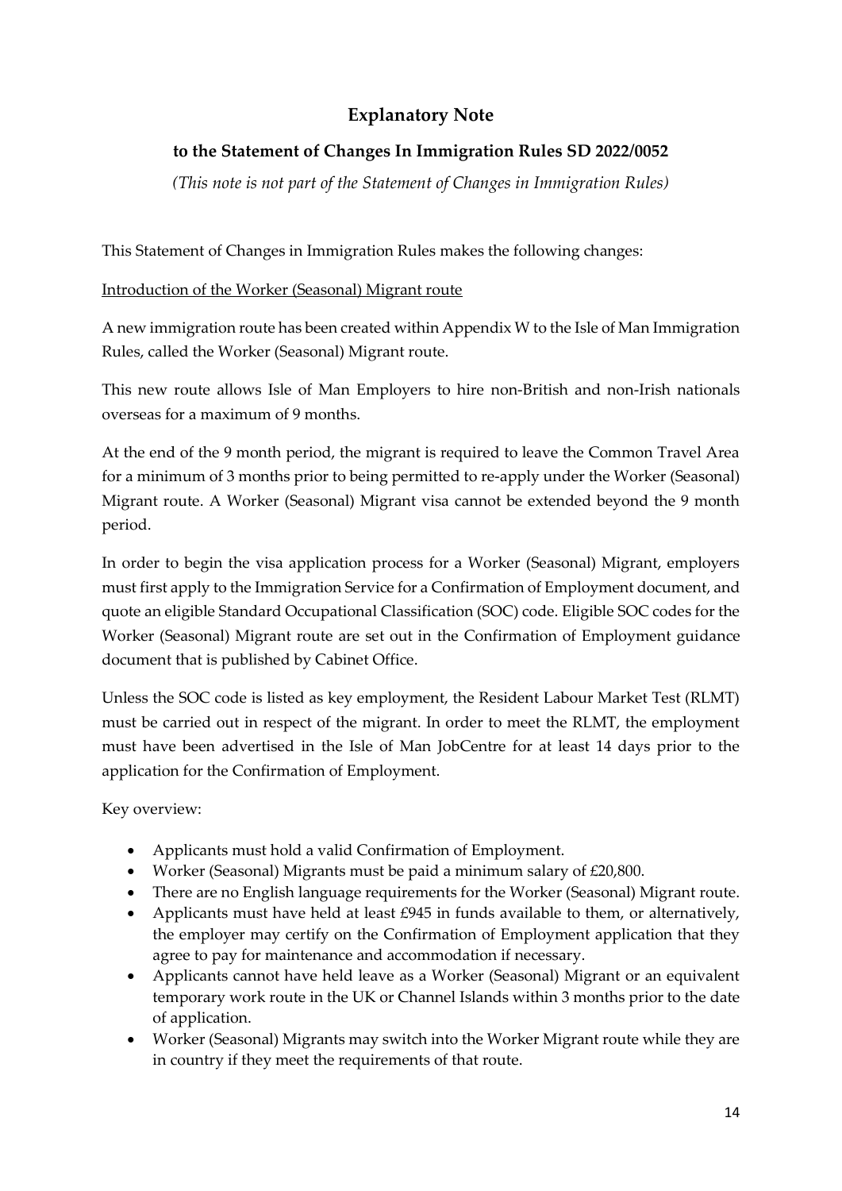# Explanatory Note

## to the Statement of Changes In Immigration Rules SD 2022/0052

*(This note is not part of the Statement of Changes in Immigration Rules)*

This Statement of Changes in Immigration Rules makes the following changes:

Introduction of the Worker (Seasonal) Migrant route

A new immigration route has been created within Appendix W to the Isle of Man Immigration Rules, called the Worker (Seasonal) Migrant route.

This new route allows Isle of Man Employers to hire non-British and non-Irish nationals overseas for a maximum of 9 months.

At the end of the 9 month period, the migrant is required to leave the Common Travel Area for a minimum of 3 months prior to being permitted to re-apply under the Worker (Seasonal) Migrant route. A Worker (Seasonal) Migrant visa cannot be extended beyond the 9 month period.

In order to begin the visa application process for a Worker (Seasonal) Migrant, employers must first apply to the Immigration Service for a Confirmation of Employment document, and quote an eligible Standard Occupational Classification (SOC) code. Eligible SOC codes for the Worker (Seasonal) Migrant route are set out in the Confirmation of Employment guidance document that is published by Cabinet Office.

Unless the SOC code is listed as key employment, the Resident Labour Market Test (RLMT) must be carried out in respect of the migrant. In order to meet the RLMT, the employment must have been advertised in the Isle of Man JobCentre for at least 14 days prior to the application for the Confirmation of Employment.

Key overview:

- Applicants must hold a valid Confirmation of Employment.
- Worker (Seasonal) Migrants must be paid a minimum salary of £20,800.
- There are no English language requirements for the Worker (Seasonal) Migrant route.
- Applicants must have held at least £945 in funds available to them, or alternatively, the employer may certify on the Confirmation of Employment application that they agree to pay for maintenance and accommodation if necessary.
- Applicants cannot have held leave as a Worker (Seasonal) Migrant or an equivalent temporary work route in the UK or Channel Islands within 3 months prior to the date of application.
- Worker (Seasonal) Migrants may switch into the Worker Migrant route while they are in country if they meet the requirements of that route.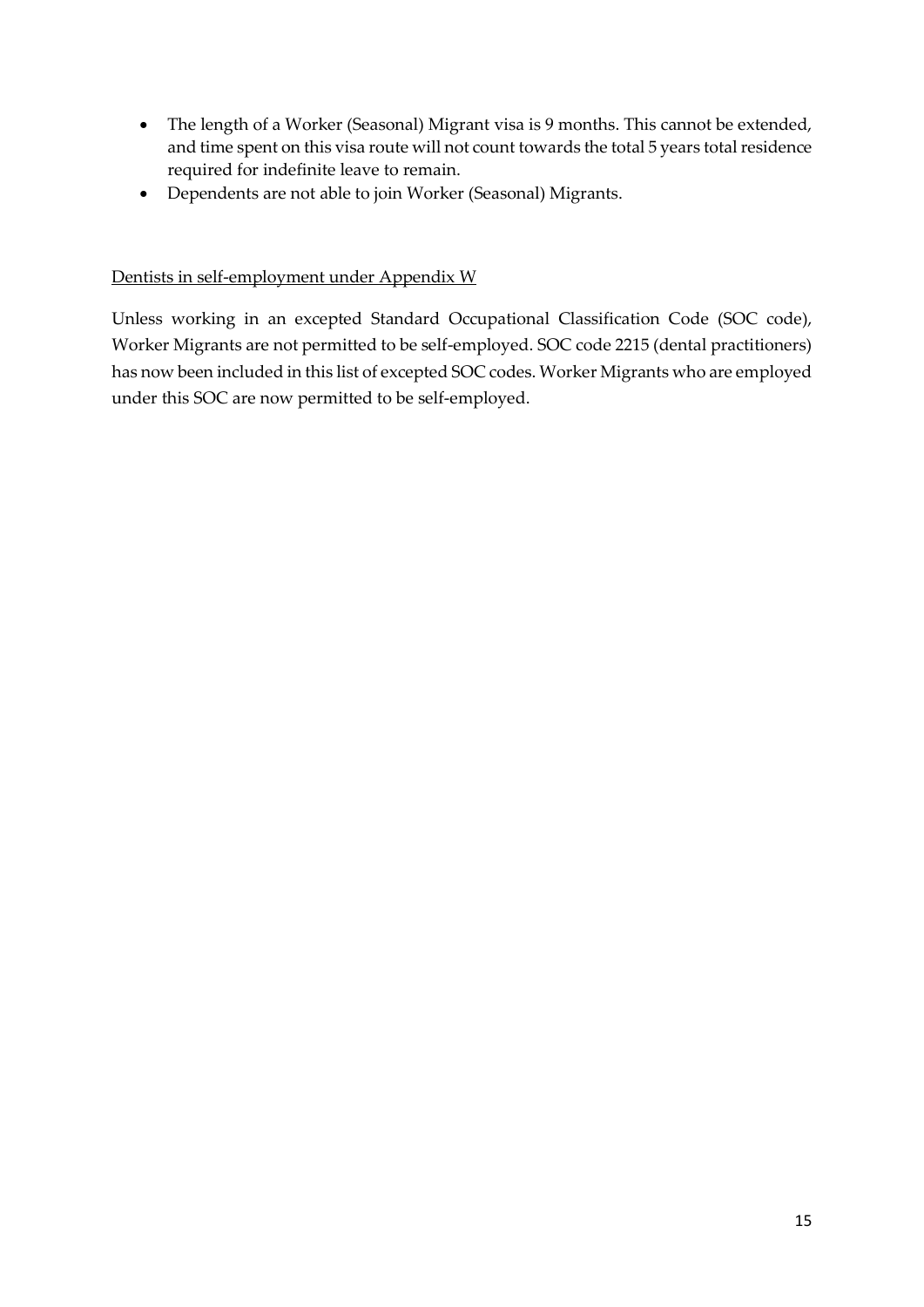- The length of a Worker (Seasonal) Migrant visa is 9 months. This cannot be extended, and time spent on this visa route will not count towards the total 5 years total residence required for indefinite leave to remain.
- Dependents are not able to join Worker (Seasonal) Migrants.

<u>Dentists in self-employment under Appendix W</u>

Unless working in an excepted Standard Occupational Classification Code (SOC code), Worker Migrants are not permitted to be self-employed. SOC code 2215 (dental practitioners) has now been included in this list of excepted SOC codes. Worker Migrants who are employed under this SOC are now permitted to be self-employed.